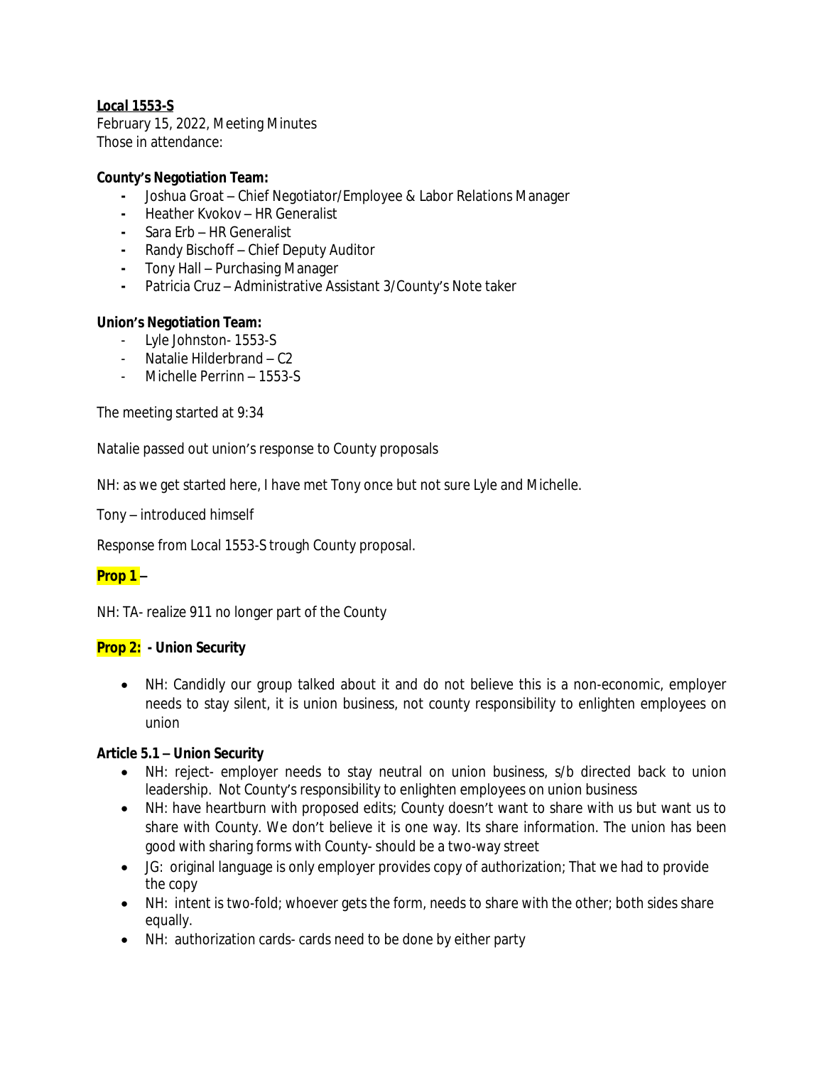**Local 1553-S**

February 15, 2022, Meeting Minutes
Those in attendance:

**County's Negotiation Team:**

- Joshua Groat – Chief Negotiator/Employee & Labor Relations Manager
- Heather Kvokov – HR Generalist
- Sara Erb – HR Generalist
- Randy Bischoff – Chief Deputy Auditor
- Tony Hall – Purchasing Manager
- Patricia Cruz – Administrative Assistant 3/County's Note taker

**Union's Negotiation Team:**

- Lyle Johnston- 1553-S
- Natalie Hilderbrand – C2
- Michelle Perrinn – 1553-S

The meeting started at 9:34

Natalie passed out union's response to County proposals

NH: as we get started here, I have met Tony once but not sure Lyle and Michelle.

Tony – introduced himself

Response from Local 1553-S trough County proposal.

**Prop 1** –

NH: TA- realize 911 no longer part of the County

**Prop 2: - Union Security**

- NH: Candidly our group talked about it and do not believe this is a non-economic, employer needs to stay silent, it is union business, not county responsibility to enlighten employees on union

**Article 5.1 – Union Security**

- NH: reject- employer needs to stay neutral on union business, s/b directed back to union leadership. Not County's responsibility to enlighten employees on union business
- NH: have heartburn with proposed edits; County doesn't want to share with us but want us to share with County. We don't believe it is one way. Its share information. The union has been good with sharing forms with County- should be a two-way street
- JG: original language is only employer provides copy of authorization; That we had to provide the copy
- NH: intent is two-fold; whoever gets the form, needs to share with the other; both sides share equally.
- NH: authorization cards- cards need to be done by either party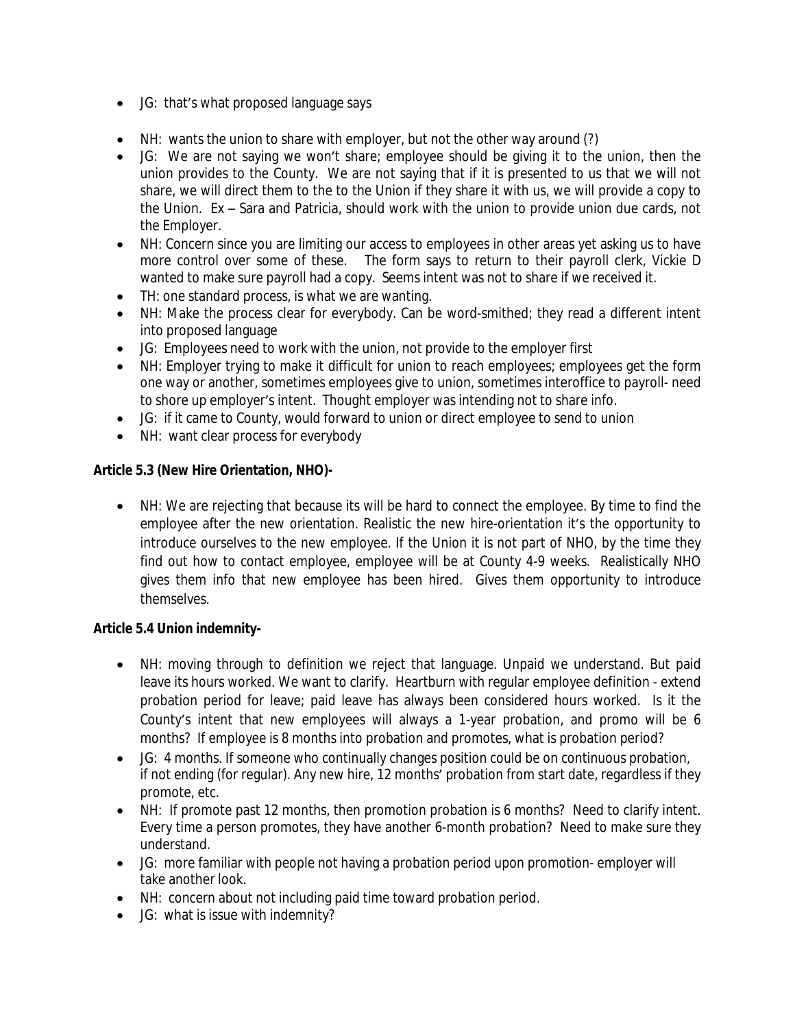- JG: that's what proposed language says

- NH: wants the union to share with employer, but not the other way around (?)
- JG: We are not saying we won't share; employee should be giving it to the union, then the union provides to the County. We are not saying that if it is presented to us that we will not share, we will direct them to the to the to the Union if they share it with us, we will provide a copy to the Union. Ex – Sara and Patricia, should work with the union to provide union due cards, not the Employer.
- NH: Concern since you are limiting our access to employees in other areas yet asking us to have more control over some of these. The form says to return to their payroll clerk, Vickie D wanted to make sure payroll had a copy. Seems intent was not to share if we received it.
- TH: one standard process, is what we are wanting.
- NH: Make the process clear for everybody. Can be word-smithed; they read a different intent into proposed language
- JG: Employees need to work with the union, not provide to the employer first
- NH: Employer trying to make it difficult for union to reach employees; employees get the form one way or another, sometimes employees give to union, sometimes interoffice to payroll- need to shore up employer's intent. Thought employer was intending not to share info.
- JG: if it came to County, would forward to union or direct employee to send to union
- NH: want clear process for everybody

**Article 5.3 (New Hire Orientation, NHO)-**

- NH: We are rejecting that because its will be hard to connect the employee. By time to find the employee after the new orientation. Realistic the new hire-orientation it's the opportunity to introduce ourselves to the new employee. If the Union it is not part of NHO, by the time they find out how to contact employee, employee will be at County 4-9 weeks. Realistically NHO gives them info that new employee has been hired. Gives them opportunity to introduce themselves.

**Article 5.4 Union indemnity-**

- NH: moving through to definition we reject that language. Unpaid we understand. But paid leave its hours worked. We want to clarify. Heartburn with regular employee definition - extend probation period for leave; paid leave has always been considered hours worked. Is it the County's intent that new employees will always a 1-year probation, and promo will be 6 months? If employee is 8 months into probation and promotes, what is probation period?
- JG: 4 months. If someone who continually changes position could be on continuous probation, if not ending (for regular). Any new hire, 12 months' probation from start date, regardless if they promote, etc.
- NH: If promote past 12 months, then promotion probation is 6 months? Need to clarify intent. Every time a person promotes, they have another 6-month probation? Need to make sure they understand.
- JG: more familiar with people not having a probation period upon promotion- employer will take another look.
- NH: concern about not including paid time toward probation period.
- JG: what is issue with indemnity?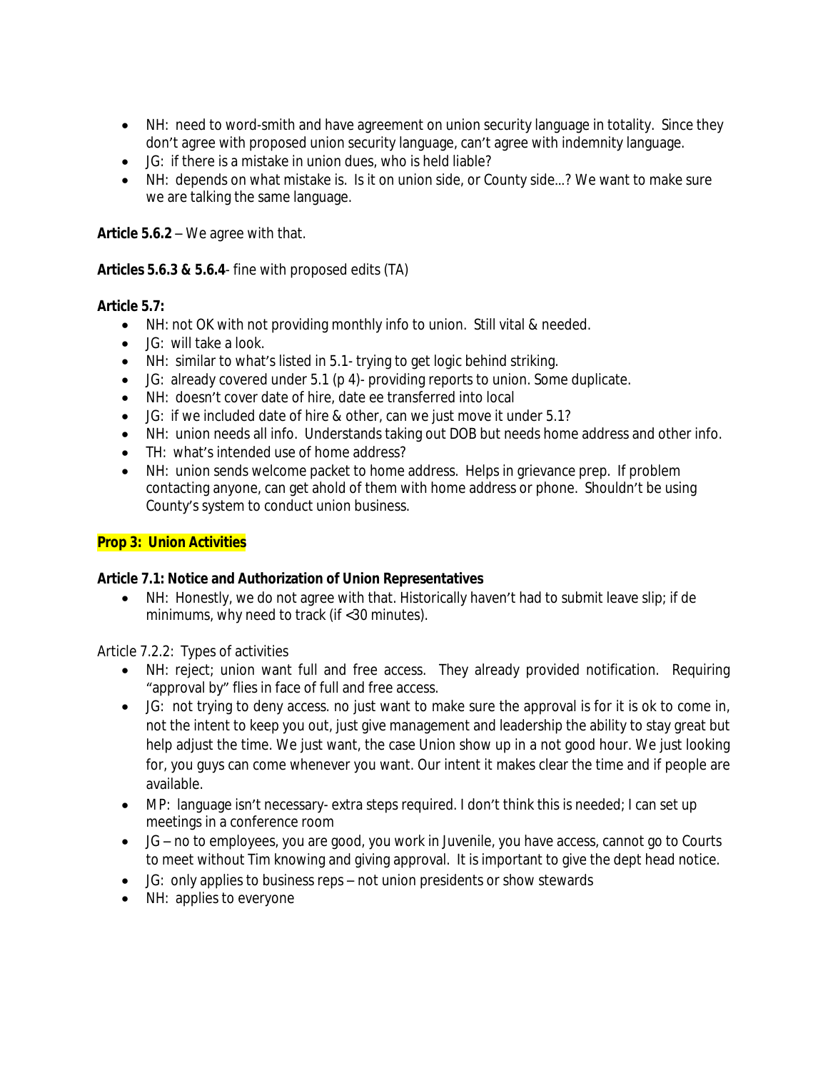- NH: need to word-smith and have agreement on union security language in totality. Since they don't agree with proposed union security language, can't agree with indemnity language.
- JG: if there is a mistake in union dues, who is held liable?
- NH: depends on what mistake is. Is it on union side, or County side…? We want to make sure we are talking the same language.

**Article 5.6.2** – We agree with that.

**Articles 5.6.3 & 5.6.4**- fine with proposed edits (TA)

**Article 5.7:**

- NH: not OK with not providing monthly info to union. Still vital & needed.
- JG: will take a look.
- NH: similar to what's listed in 5.1- trying to get logic behind striking.
- JG: already covered under 5.1 (p 4)- providing reports to union. Some duplicate.
- NH: doesn't cover date of hire, date ee transferred into local
- JG: if we included date of hire & other, can we just move it under 5.1?
- NH: union needs all info. Understands taking out DOB but needs home address and other info.
- TH: what's intended use of home address?
- NH: union sends welcome packet to home address. Helps in grievance prep. If problem contacting anyone, can get ahold of them with home address or phone. Shouldn't be using County's system to conduct union business.

**Prop 3: Union Activities**

**Article 7.1: Notice and Authorization of Union Representatives**

- NH: Honestly, we do not agree with that. Historically haven't had to submit leave slip; if de minimums, why need to track (if <30 minutes).

Article 7.2.2: Types of activities

- NH: reject; union want full and free access. They already provided notification. Requiring "approval by" flies in face of full and free access.
- JG: not trying to deny access. no just want to make sure the approval is for it is ok to come in, not the intent to keep you out, just give management and leadership the ability to stay great but help adjust the time. We just want, the case Union show up in a not good hour. We just looking for, you guys can come whenever you want. Our intent it makes clear the time and if people are available.
- MP: language isn't necessary- extra steps required. I don't think this is needed; I can set up meetings in a conference room
- JG – no to employees, you are good, you work in Juvenile, you have access, cannot go to Courts to meet without Tim knowing and giving approval. It is important to give the dept head notice.
- JG: only applies to business reps – not union presidents or show stewards
- NH: applies to everyone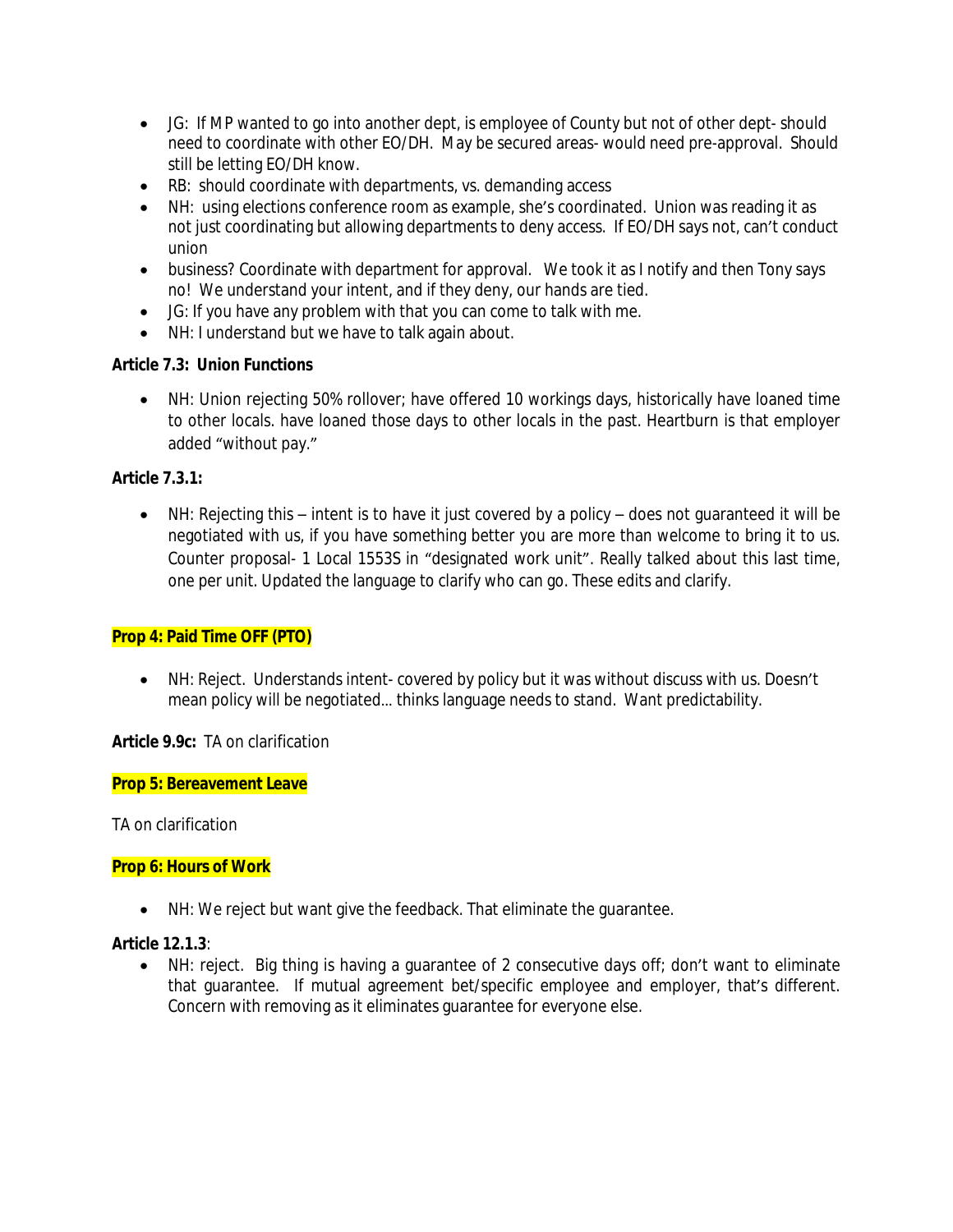- JG: If MP wanted to go into another dept, is employee of County but not of other dept- should need to coordinate with other EO/DH. May be secured areas- would need pre-approval. Should still be letting EO/DH know.
- RB: should coordinate with departments, vs. demanding access
- NH: using elections conference room as example, she's coordinated. Union was reading it as not just coordinating but allowing departments to deny access. If EO/DH says not, can't conduct union
- business? Coordinate with department for approval. We took it as I notify and then Tony says no! We understand your intent, and if they deny, our hands are tied.
- JG: If you have any problem with that you can come to talk with me.
- NH: I understand but we have to talk again about.

**Article 7.3: Union Functions**

- NH: Union rejecting 50% rollover; have offered 10 workings days, historically have loaned time to other locals. have loaned those days to other locals in the past. Heartburn is that employer added "without pay."

**Article 7.3.1:**

- NH: Rejecting this – intent is to have it just covered by a policy – does not guaranteed it will be negotiated with us, if you have something better you are more than welcome to bring it to us. Counter proposal- 1 Local 1553S in "designated work unit". Really talked about this last time, one per unit. Updated the language to clarify who can go. These edits and clarify.

**Prop 4: Paid Time OFF (PTO)**

- NH: Reject. Understands intent- covered by policy but it was without discuss with us. Doesn't mean policy will be negotiated… thinks language needs to stand. Want predictability.

**Article 9.9c:** TA on clarification

**Prop 5: Bereavement Leave**

TA on clarification

**Prop 6: Hours of Work**

- NH: We reject but want give the feedback. That eliminate the guarantee.

**Article 12.1.3**:

- NH: reject. Big thing is having a guarantee of 2 consecutive days off; don't want to eliminate that guarantee. If mutual agreement bet/specific employee and employer, that's different. Concern with removing as it eliminates guarantee for everyone else.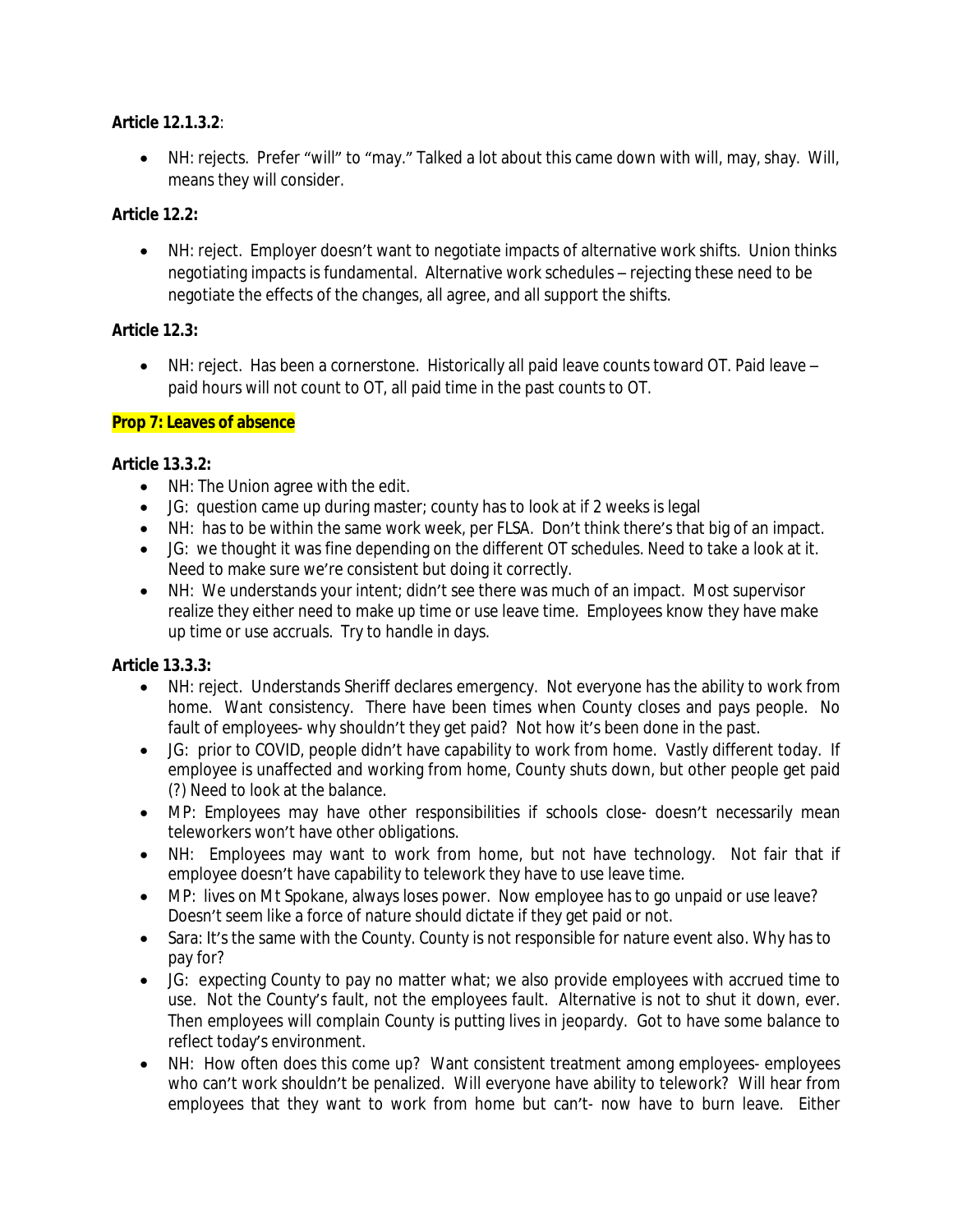**Article 12.1.3.2**:

- NH: rejects. Prefer "will" to "may." Talked a lot about this came down with will, may, shay. Will, means they will consider.

**Article 12.2:**

- NH: reject. Employer doesn't want to negotiate impacts of alternative work shifts. Union thinks negotiating impacts is fundamental. Alternative work schedules – rejecting these need to be negotiate the effects of the changes, all agree, and all support the shifts.

**Article 12.3:**

- NH: reject. Has been a cornerstone. Historically all paid leave counts toward OT. Paid leave – paid hours will not count to OT, all paid time in the past counts to OT.

**Prop 7: Leaves of absence**

**Article 13.3.2:**

- NH: The Union agree with the edit.
- JG: question came up during master; county has to look at if 2 weeks is legal
- NH: has to be within the same work week, per FLSA. Don't think there's that big of an impact.
- JG: we thought it was fine depending on the different OT schedules. Need to take a look at it. Need to make sure we're consistent but doing it correctly.
- NH: We understands your intent; didn't see there was much of an impact. Most supervisor realize they either need to make up time or use leave time. Employees know they have make up time or use accruals. Try to handle in days.

**Article 13.3.3:**

- NH: reject. Understands Sheriff declares emergency. Not everyone has the ability to work from home. Want consistency. There have been times when County closes and pays people. No fault of employees- why shouldn't they get paid? Not how it's been done in the past.
- JG: prior to COVID, people didn't have capability to work from home. Vastly different today. If employee is unaffected and working from home, County shuts down, but other people get paid (?) Need to look at the balance.
- MP: Employees may have other responsibilities if schools close- doesn't necessarily mean teleworkers won't have other obligations.
- NH: Employees may want to work from home, but not have technology. Not fair that if employee doesn't have capability to telework they have to use leave time.
- MP: lives on Mt Spokane, always loses power. Now employee has to go unpaid or use leave? Doesn't seem like a force of nature should dictate if they get paid or not.
- Sara: It's the same with the County. County is not responsible for nature event also. Why has to pay for?
- JG: expecting County to pay no matter what; we also provide employees with accrued time to use. Not the County's fault, not the employees fault. Alternative is not to shut it down, ever. Then employees will complain County is putting lives in jeopardy. Got to have some balance to reflect today's environment.
- NH: How often does this come up? Want consistent treatment among employees- employees who can't work shouldn't be penalized. Will everyone have ability to telework? Will hear from employees that they want to work from home but can't- now have to burn leave. Either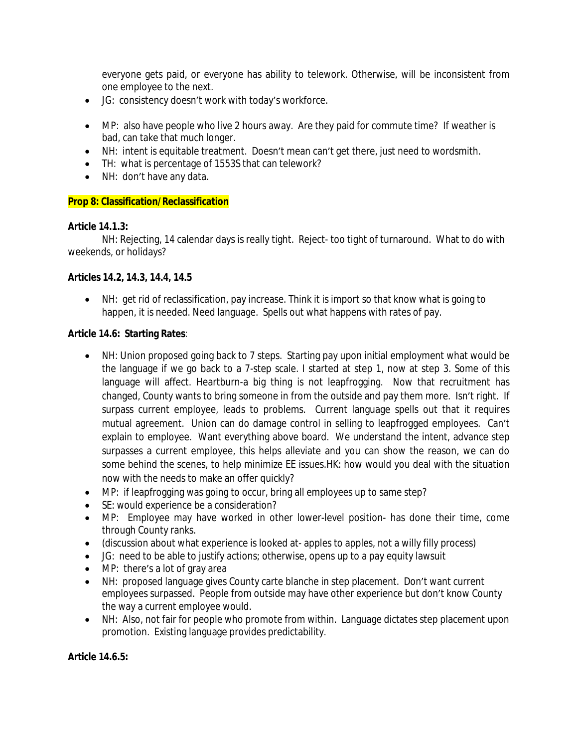everyone gets paid, or everyone has ability to telework. Otherwise, will be inconsistent from one employee to the next.

- JG: consistency doesn't work with today's workforce.

- MP: also have people who live 2 hours away. Are they paid for commute time? If weather is bad, can take that much longer.
- NH: intent is equitable treatment. Doesn't mean can't get there, just need to wordsmith.
- TH: what is percentage of 1553S that can telework?
- NH: don't have any data.

**Prop 8: Classification/Reclassification**

**Article 14.1.3:**

NH: Rejecting, 14 calendar days is really tight. Reject- too tight of turnaround. What to do with weekends, or holidays?

**Articles 14.2, 14.3, 14.4, 14.5**

- NH: get rid of reclassification, pay increase. Think it is import so that know what is going to happen, it is needed. Need language. Spells out what happens with rates of pay.

**Article 14.6: Starting Rates**:

- NH: Union proposed going back to 7 steps. Starting pay upon initial employment what would be the language if we go back to a 7-step scale. I started at step 1, now at step 3. Some of this language will affect. Heartburn-a big thing is not leapfrogging. Now that recruitment has changed, County wants to bring someone in from the outside and pay them more. Isn't right. If surpass current employee, leads to problems. Current language spells out that it requires mutual agreement. Union can do damage control in selling to leapfrogged employees. Can't explain to employee. Want everything above board. We understand the intent, advance step surpasses a current employee, this helps alleviate and you can show the reason, we can do some behind the scenes, to help minimize EE issues.HK: how would you deal with the situation now with the needs to make an offer quickly?
- MP: if leapfrogging was going to occur, bring all employees up to same step?
- SE: would experience be a consideration?
- MP: Employee may have worked in other lower-level position- has done their time, come through County ranks.
- (discussion about what experience is looked at- apples to apples, not a willy filly process)
- JG: need to be able to justify actions; otherwise, opens up to a pay equity lawsuit
- MP: there's a lot of gray area
- NH: proposed language gives County carte blanche in step placement. Don't want current employees surpassed. People from outside may have other experience but don't know County the way a current employee would.
- NH: Also, not fair for people who promote from within. Language dictates step placement upon promotion. Existing language provides predictability.

**Article 14.6.5:**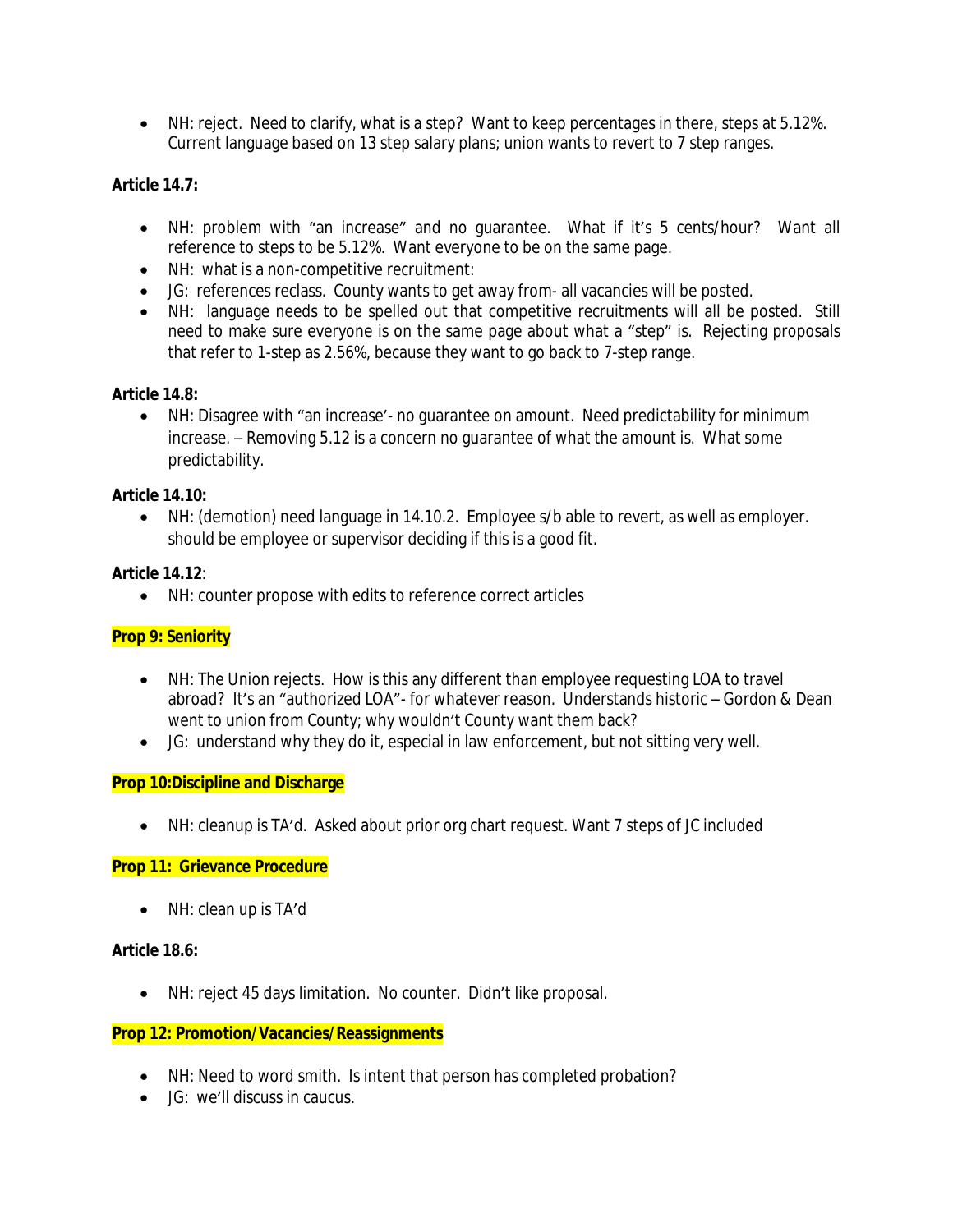- NH: reject. Need to clarify, what is a step? Want to keep percentages in there, steps at 5.12%. Current language based on 13 step salary plans; union wants to revert to 7 step ranges.

**Article 14.7:**

- NH: problem with "an increase" and no guarantee. What if it's 5 cents/hour? Want all reference to steps to be 5.12%. Want everyone to be on the same page.
- NH: what is a non-competitive recruitment:
- JG: references reclass. County wants to get away from- all vacancies will be posted.
- NH: language needs to be spelled out that competitive recruitments will all be posted. Still need to make sure everyone is on the same page about what a "step" is. Rejecting proposals that refer to 1-step as 2.56%, because they want to go back to 7-step range.

**Article 14.8:**

- NH: Disagree with "an increase'- no guarantee on amount. Need predictability for minimum increase. – Removing 5.12 is a concern no guarantee of what the amount is. What some predictability.

**Article 14.10:**

- NH: (demotion) need language in 14.10.2. Employee s/b able to revert, as well as employer. should be employee or supervisor deciding if this is a good fit.

**Article 14.12**:

- NH: counter propose with edits to reference correct articles

**Prop 9: Seniority**

- NH: The Union rejects. How is this any different than employee requesting LOA to travel abroad? It's an "authorized LOA"- for whatever reason. Understands historic – Gordon & Dean went to union from County; why wouldn't County want them back?
- JG: understand why they do it, especial in law enforcement, but not sitting very well.

**Prop 10:Discipline and Discharge**

- NH: cleanup is TA'd. Asked about prior org chart request. Want 7 steps of JC included

**Prop 11: Grievance Procedure**

- NH: clean up is TA'd

**Article 18.6:**

- NH: reject 45 days limitation. No counter. Didn't like proposal.

**Prop 12: Promotion/Vacancies/Reassignments**

- NH: Need to word smith. Is intent that person has completed probation?
- JG: we'll discuss in caucus.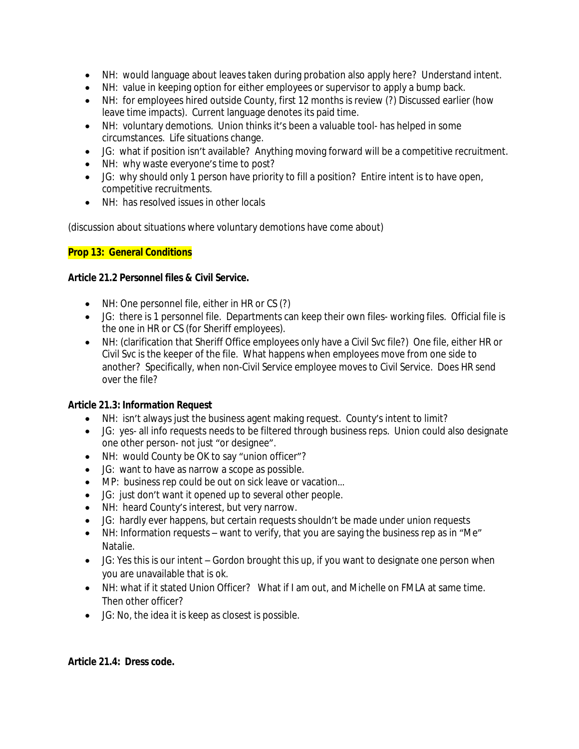- NH: would language about leaves taken during probation also apply here? Understand intent.
- NH: value in keeping option for either employees or supervisor to apply a bump back.
- NH: for employees hired outside County, first 12 months is review (?) Discussed earlier (how leave time impacts). Current language denotes its paid time.
- NH: voluntary demotions. Union thinks it's been a valuable tool- has helped in some circumstances. Life situations change.
- JG: what if position isn't available? Anything moving forward will be a competitive recruitment.
- NH: why waste everyone's time to post?
- JG: why should only 1 person have priority to fill a position? Entire intent is to have open, competitive recruitments.
- NH: has resolved issues in other locals

(discussion about situations where voluntary demotions have come about)

**Prop 13: General Conditions**

**Article 21.2 Personnel files & Civil Service.**

- NH: One personnel file, either in HR or CS (?)
- JG: there is 1 personnel file. Departments can keep their own files- working files. Official file is the one in HR or CS (for Sheriff employees).
- NH: (clarification that Sheriff Office employees only have a Civil Svc file?) One file, either HR or Civil Svc is the keeper of the file. What happens when employees move from one side to another? Specifically, when non-Civil Service employee moves to Civil Service. Does HR send over the file?

**Article 21.3: Information Request**

- NH: isn't always just the business agent making request. County's intent to limit?
- JG: yes- all info requests needs to be filtered through business reps. Union could also designate one other person- not just "or designee".
- NH: would County be OK to say "union officer"?
- JG: want to have as narrow a scope as possible.
- MP: business rep could be out on sick leave or vacation…
- JG: just don't want it opened up to several other people.
- NH: heard County's interest, but very narrow.
- JG: hardly ever happens, but certain requests shouldn't be made under union requests
- NH: Information requests – want to verify, that you are saying the business rep as in "Me" Natalie.
- JG: Yes this is our intent – Gordon brought this up, if you want to designate one person when you are unavailable that is ok.
- NH: what if it stated Union Officer? What if I am out, and Michelle on FMLA at same time. Then other officer?
- JG: No, the idea it is keep as closest is possible.

**Article 21.4: Dress code.**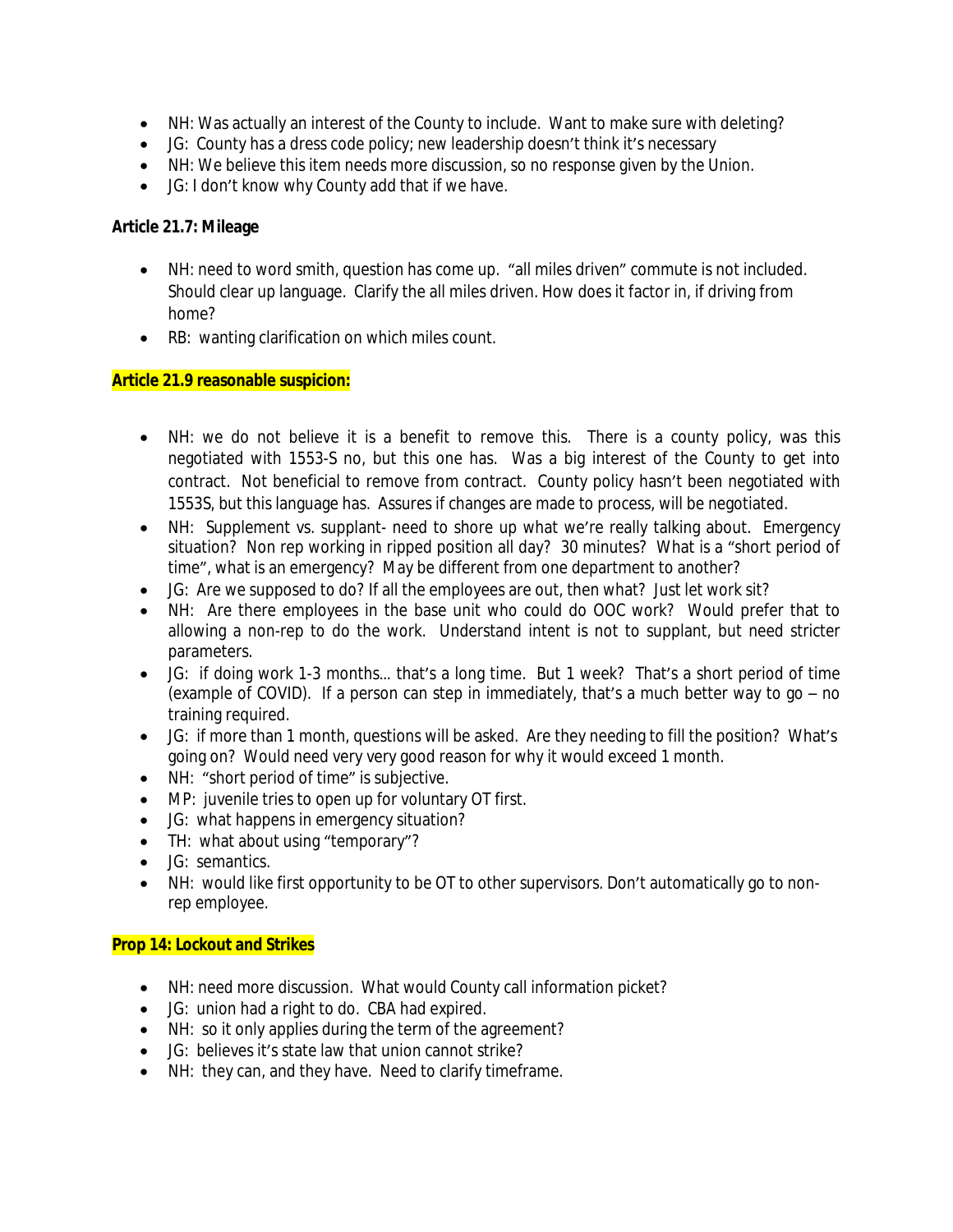- NH: Was actually an interest of the County to include. Want to make sure with deleting?
- JG: County has a dress code policy; new leadership doesn't think it's necessary
- NH: We believe this item needs more discussion, so no response given by the Union.
- JG: I don't know why County add that if we have.

**Article 21.7: Mileage**

- NH: need to word smith, question has come up. "all miles driven" commute is not included. Should clear up language. Clarify the all miles driven. How does it factor in, if driving from home?
- RB: wanting clarification on which miles count.

**Article 21.9 reasonable suspicion:**

- NH: we do not believe it is a benefit to remove this. There is a county policy, was this negotiated with 1553-S no, but this one has. Was a big interest of the County to get into contract. Not beneficial to remove from contract. County policy hasn't been negotiated with 1553S, but this language has. Assures if changes are made to process, will be negotiated.
- NH: Supplement vs. supplant- need to shore up what we're really talking about. Emergency situation? Non rep working in ripped position all day? 30 minutes? What is a "short period of time", what is an emergency? May be different from one department to another?
- JG: Are we supposed to do? If all the employees are out, then what? Just let work sit?
- NH: Are there employees in the base unit who could do OOC work? Would prefer that to allowing a non-rep to do the work. Understand intent is not to supplant, but need stricter parameters.
- JG: if doing work 1-3 months… that's a long time. But 1 week? That's a short period of time (example of COVID). If a person can step in immediately, that's a much better way to go – no training required.
- JG: if more than 1 month, questions will be asked. Are they needing to fill the position? What's going on? Would need very very good reason for why it would exceed 1 month.
- NH: "short period of time" is subjective.
- MP: juvenile tries to open up for voluntary OT first.
- JG: what happens in emergency situation?
- TH: what about using "temporary"?
- JG: semantics.
- NH: would like first opportunity to be OT to other supervisors. Don't automatically go to non-rep employee.

**Prop 14: Lockout and Strikes**

- NH: need more discussion. What would County call information picket?
- JG: union had a right to do. CBA had expired.
- NH: so it only applies during the term of the agreement?
- JG: believes it's state law that union cannot strike?
- NH: they can, and they have. Need to clarify timeframe.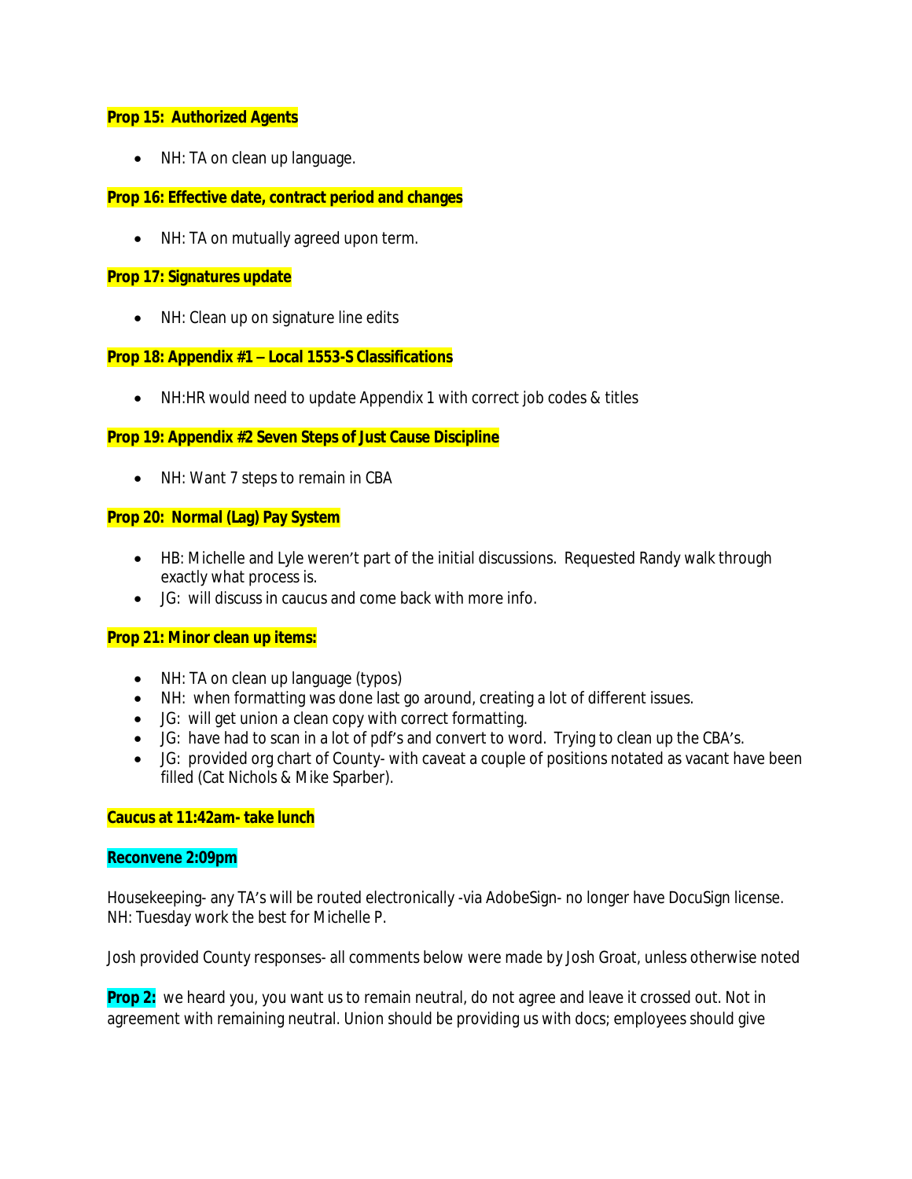**Prop 15: Authorized Agents**

- NH: TA on clean up language.

**Prop 16: Effective date, contract period and changes**

- NH: TA on mutually agreed upon term.

**Prop 17: Signatures update**

- NH: Clean up on signature line edits

**Prop 18: Appendix #1 – Local 1553-S Classifications**

- NH:HR would need to update Appendix 1 with correct job codes & titles

**Prop 19: Appendix #2 Seven Steps of Just Cause Discipline**

- NH: Want 7 steps to remain in CBA

**Prop 20: Normal (Lag) Pay System**

- HB: Michelle and Lyle weren't part of the initial discussions. Requested Randy walk through exactly what process is.
- JG: will discuss in caucus and come back with more info.

**Prop 21: Minor clean up items:**

- NH: TA on clean up language (typos)
- NH: when formatting was done last go around, creating a lot of different issues.
- JG: will get union a clean copy with correct formatting.
- JG: have had to scan in a lot of pdf's and convert to word. Trying to clean up the CBA's.
- JG: provided org chart of County- with caveat a couple of positions notated as vacant have been filled (Cat Nichols & Mike Sparber).

**Caucus at 11:42am- take lunch**

**Reconvene 2:09pm**

Housekeeping- any TA's will be routed electronically -via AdobeSign- no longer have DocuSign license.
NH: Tuesday work the best for Michelle P.

Josh provided County responses- all comments below were made by Josh Groat, unless otherwise noted

**Prop 2:** we heard you, you want us to remain neutral, do not agree and leave it crossed out. Not in agreement with remaining neutral. Union should be providing us with docs; employees should give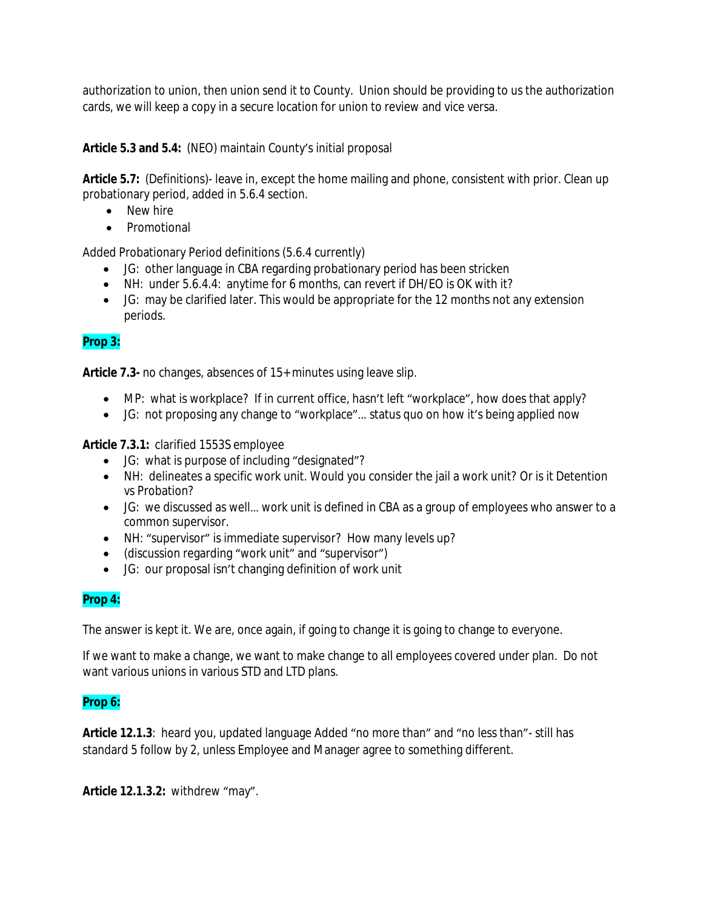authorization to union, then union send it to County. Union should be providing to us the authorization cards, we will keep a copy in a secure location for union to review and vice versa.

**Article 5.3 and 5.4:** (NEO) maintain County's initial proposal

**Article 5.7:** (Definitions)- leave in, except the home mailing and phone, consistent with prior. Clean up probationary period, added in 5.6.4 section.

- New hire
- Promotional

Added Probationary Period definitions (5.6.4 currently)

- JG: other language in CBA regarding probationary period has been stricken
- NH: under 5.6.4.4: anytime for 6 months, can revert if DH/EO is OK with it?
- JG: may be clarified later. This would be appropriate for the 12 months not any extension periods.

**Prop 3:**

**Article 7.3-** no changes, absences of 15+ minutes using leave slip.

- MP: what is workplace? If in current office, hasn't left "workplace", how does that apply?
- JG: not proposing any change to "workplace"… status quo on how it's being applied now

**Article 7.3.1:** clarified 1553S employee

- JG: what is purpose of including "designated"?
- NH: delineates a specific work unit. Would you consider the jail a work unit? Or is it Detention vs Probation?
- JG: we discussed as well… work unit is defined in CBA as a group of employees who answer to a common supervisor.
- NH: "supervisor" is immediate supervisor? How many levels up?
- (discussion regarding "work unit" and "supervisor")
- JG: our proposal isn't changing definition of work unit

**Prop 4:**

The answer is kept it. We are, once again, if going to change it is going to change to everyone.

If we want to make a change, we want to make change to all employees covered under plan. Do not want various unions in various STD and LTD plans.

**Prop 6:**

**Article 12.1.3**: heard you, updated language Added "no more than" and "no less than"- still has standard 5 follow by 2, unless Employee and Manager agree to something different.

**Article 12.1.3.2:** withdrew "may".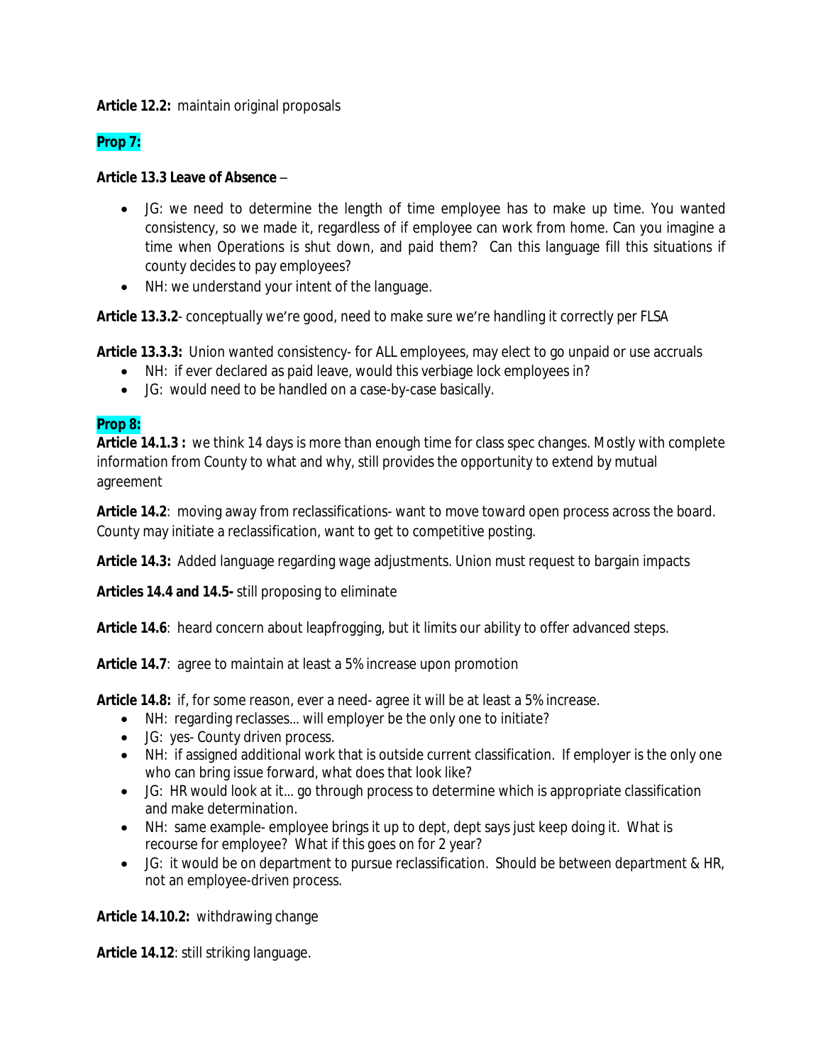**Article 12.2:** maintain original proposals

**Prop 7:**

**Article 13.3 Leave of Absence** –

- JG: we need to determine the length of time employee has to make up time. You wanted consistency, so we made it, regardless of if employee can work from home. Can you imagine a time when Operations is shut down, and paid them? Can this language fill this situations if county decides to pay employees?
- NH: we understand your intent of the language.

**Article 13.3.2**- conceptually we're good, need to make sure we're handling it correctly per FLSA

**Article 13.3.3:** Union wanted consistency- for ALL employees, may elect to go unpaid or use accruals

- NH: if ever declared as paid leave, would this verbiage lock employees in?
- JG: would need to be handled on a case-by-case basically.

**Prop 8:**

**Article 14.1.3 :** we think 14 days is more than enough time for class spec changes. Mostly with complete information from County to what and why, still provides the opportunity to extend by mutual agreement

**Article 14.2**: moving away from reclassifications- want to move toward open process across the board. County may initiate a reclassification, want to get to competitive posting.

**Article 14.3:** Added language regarding wage adjustments. Union must request to bargain impacts

**Articles 14.4 and 14.5-** still proposing to eliminate

**Article 14.6**: heard concern about leapfrogging, but it limits our ability to offer advanced steps.

**Article 14.7**: agree to maintain at least a 5% increase upon promotion

**Article 14.8:** if, for some reason, ever a need- agree it will be at least a 5% increase.

- NH: regarding reclasses… will employer be the only one to initiate?
- JG: yes- County driven process.
- NH: if assigned additional work that is outside current classification. If employer is the only one who can bring issue forward, what does that look like?
- JG: HR would look at it… go through process to determine which is appropriate classification and make determination.
- NH: same example- employee brings it up to dept, dept says just keep doing it. What is recourse for employee? What if this goes on for 2 year?
- JG: it would be on department to pursue reclassification. Should be between department & HR, not an employee-driven process.

**Article 14.10.2:** withdrawing change

**Article 14.12**: still striking language.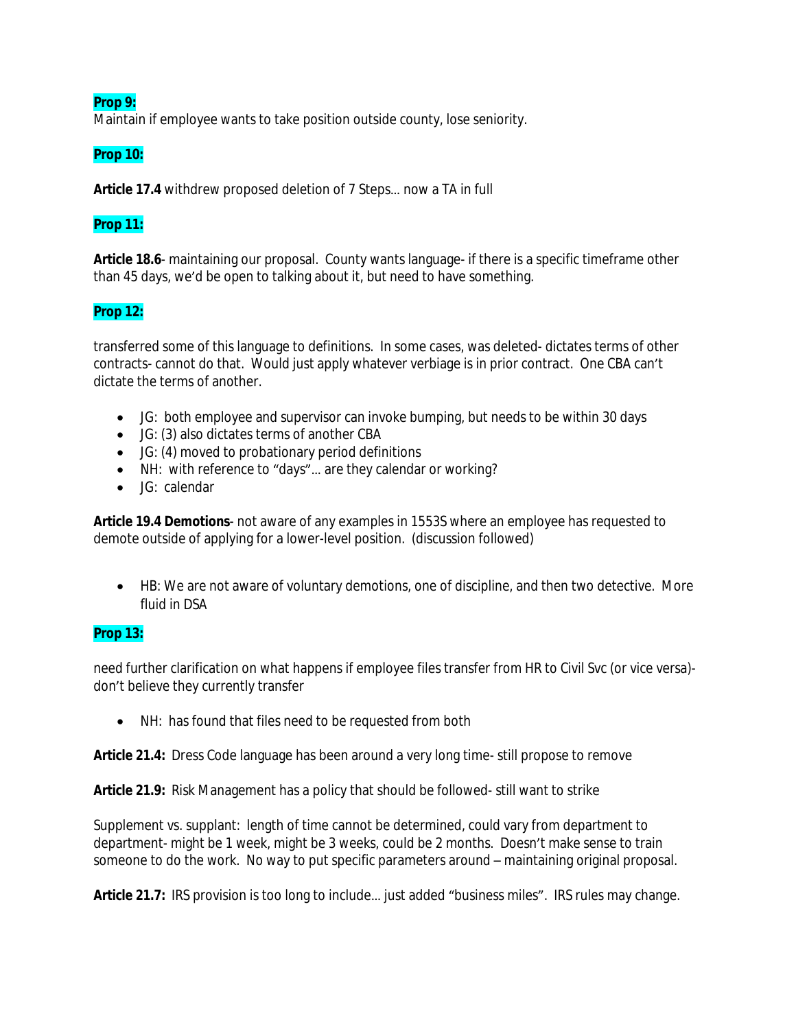**Prop 9:**

Maintain if employee wants to take position outside county, lose seniority.

**Prop 10:**

**Article 17.4** withdrew proposed deletion of 7 Steps… now a TA in full

**Prop 11:**

**Article 18.6**- maintaining our proposal. County wants language- if there is a specific timeframe other than 45 days, we'd be open to talking about it, but need to have something.

**Prop 12:**

transferred some of this language to definitions. In some cases, was deleted- dictates terms of other contracts- cannot do that. Would just apply whatever verbiage is in prior contract. One CBA can't dictate the terms of another.

- JG: both employee and supervisor can invoke bumping, but needs to be within 30 days
- JG: (3) also dictates terms of another CBA
- JG: (4) moved to probationary period definitions
- NH: with reference to "days"… are they calendar or working?
- JG: calendar

**Article 19.4 Demotions**- not aware of any examples in 1553S where an employee has requested to demote outside of applying for a lower-level position. (discussion followed)

- HB: We are not aware of voluntary demotions, one of discipline, and then two detective. More fluid in DSA

**Prop 13:**

need further clarification on what happens if employee files transfer from HR to Civil Svc (or vice versa)- don't believe they currently transfer

- NH: has found that files need to be requested from both

**Article 21.4:** Dress Code language has been around a very long time- still propose to remove

**Article 21.9:** Risk Management has a policy that should be followed- still want to strike

Supplement vs. supplant: length of time cannot be determined, could vary from department to department- might be 1 week, might be 3 weeks, could be 2 months. Doesn't make sense to train someone to do the work. No way to put specific parameters around – maintaining original proposal.

**Article 21.7:** IRS provision is too long to include… just added "business miles". IRS rules may change.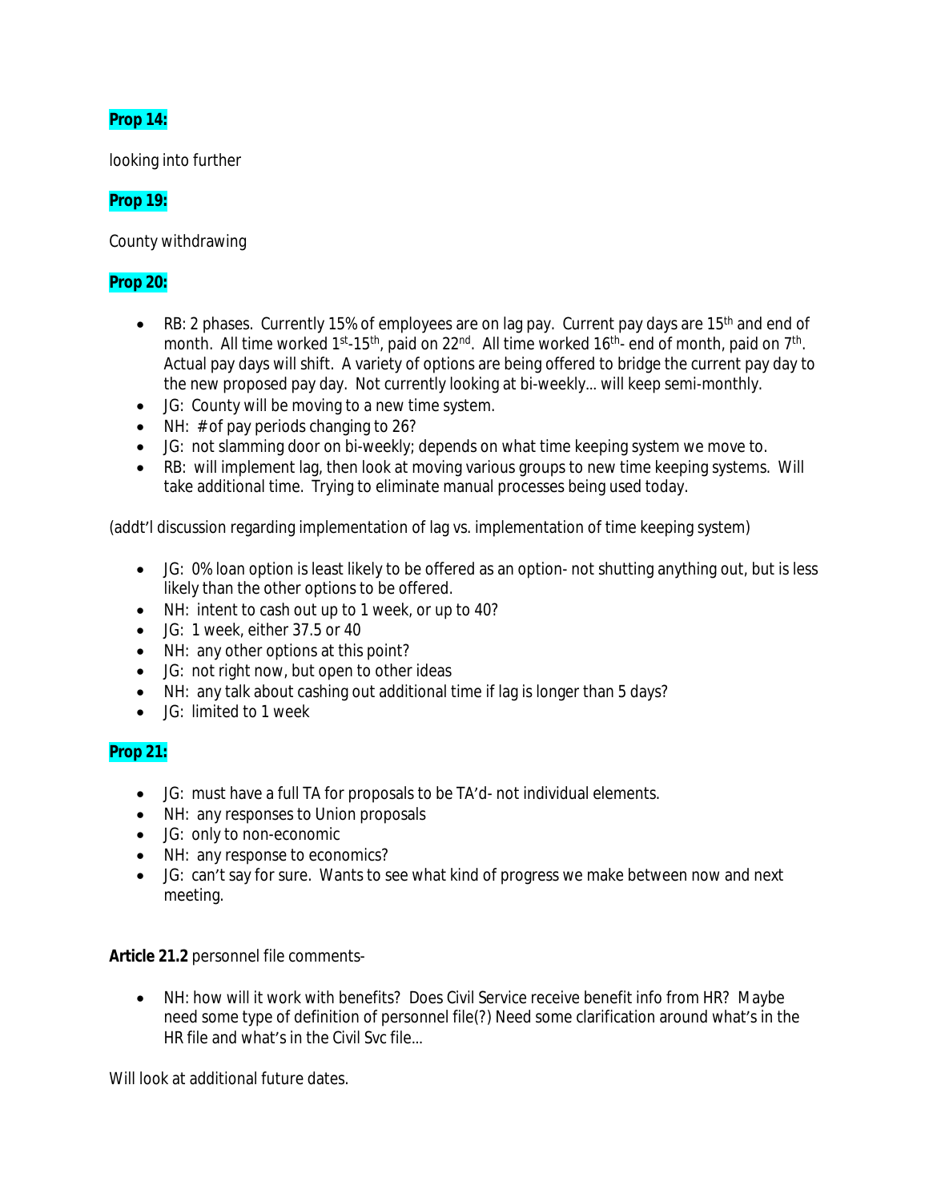**Prop 14:**

looking into further

**Prop 19:**

County withdrawing

**Prop 20:**

- RB: 2 phases. Currently 15% of employees are on lag pay. Current pay days are 15th and end of month. All time worked 1st-15th, paid on 22nd. All time worked 16th- end of month, paid on 7th. Actual pay days will shift. A variety of options are being offered to bridge the current pay day to the new proposed pay day. Not currently looking at bi-weekly… will keep semi-monthly.
- JG: County will be moving to a new time system.
- NH: # of pay periods changing to 26?
- JG: not slamming door on bi-weekly; depends on what time keeping system we move to.
- RB: will implement lag, then look at moving various groups to new time keeping systems. Will take additional time. Trying to eliminate manual processes being used today.

(addt'l discussion regarding implementation of lag vs. implementation of time keeping system)

- JG: 0% loan option is least likely to be offered as an option- not shutting anything out, but is less likely than the other options to be offered.
- NH: intent to cash out up to 1 week, or up to 40?
- JG: 1 week, either 37.5 or 40
- NH: any other options at this point?
- JG: not right now, but open to other ideas
- NH: any talk about cashing out additional time if lag is longer than 5 days?
- JG: limited to 1 week

**Prop 21:**

- JG: must have a full TA for proposals to be TA'd- not individual elements.
- NH: any responses to Union proposals
- JG: only to non-economic
- NH: any response to economics?
- JG: can't say for sure. Wants to see what kind of progress we make between now and next meeting.

**Article 21.2** personnel file comments-

- NH: how will it work with benefits? Does Civil Service receive benefit info from HR? Maybe need some type of definition of personnel file(?) Need some clarification around what's in the HR file and what's in the Civil Svc file…

Will look at additional future dates.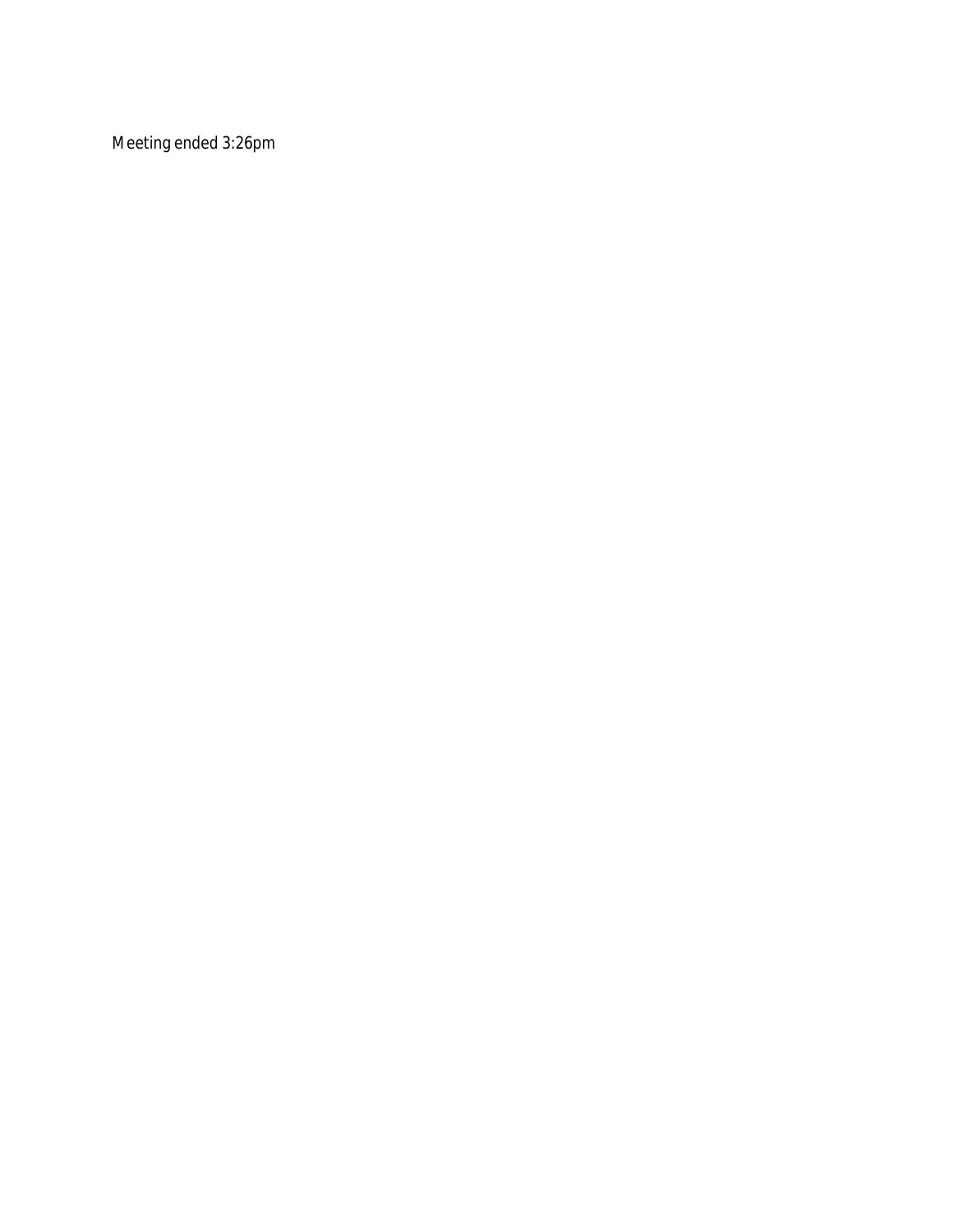Meeting ended 3:26pm